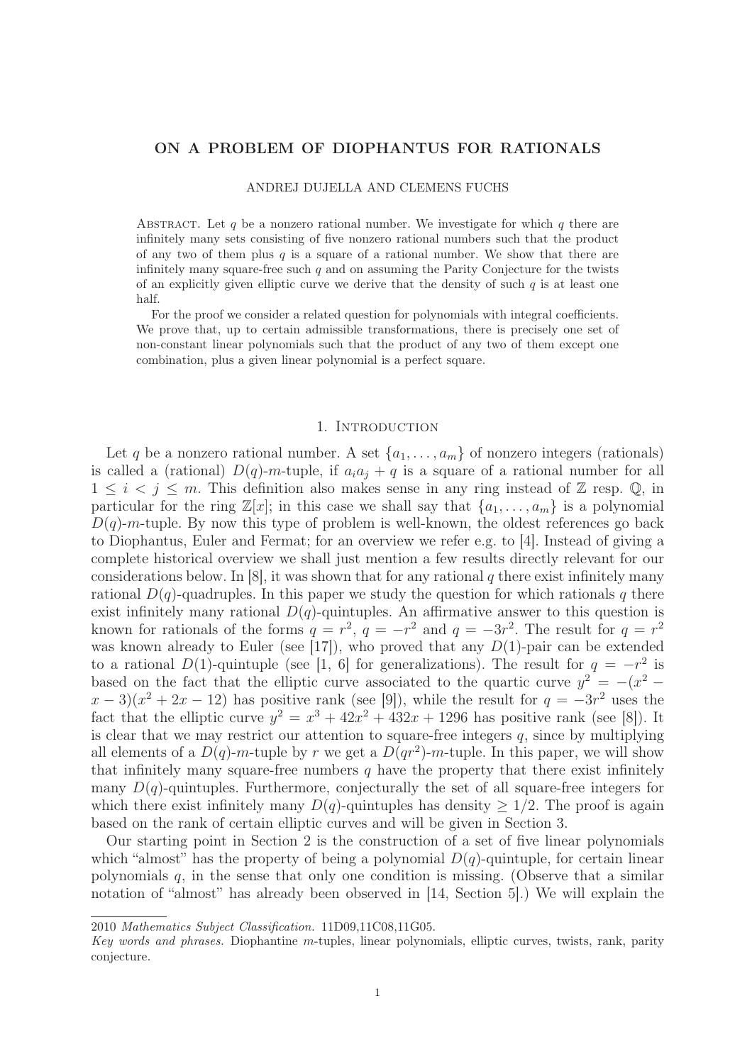# ON A PROBLEM OF DIOPHANTUS FOR RATIONALS

ANDREJ DUJELLA AND CLEMENS FUCHS

Abstract. Let $q$ be a nonzero rational number. We investigate for which $q$ there are infinitely many sets consisting of five nonzero rational numbers such that the product of any two of them plus $q$ is a square of a rational number. We show that there are infinitely many square-free such $q$ and on assuming the Parity Conjecture for the twists of an explicitly given elliptic curve we derive that the density of such $q$ is at least one half.

For the proof we consider a related question for polynomials with integral coefficients. We prove that, up to certain admissible transformations, there is precisely one set of non-constant linear polynomials such that the product of any two of them except one combination, plus a given linear polynomial is a perfect square.

## 1. Introduction

Let $q$ be a nonzero rational number. A set $\{a_1, \ldots, a_m\}$ of nonzero integers (rationals) is called a (rational) $D(q)$-$m$-tuple, if $a_i a_j + q$ is a square of a rational number for all $1 \leq i < j \leq m$. This definition also makes sense in any ring instead of $\mathbb{Z}$ resp. $\mathbb{Q}$, in particular for the ring $\mathbb{Z}[x]$; in this case we shall say that $\{a_1, \ldots, a_m\}$ is a polynomial $D(q)$-$m$-tuple. By now this type of problem is well-known, the oldest references go back to Diophantus, Euler and Fermat; for an overview we refer e.g. to [4]. Instead of giving a complete historical overview we shall just mention a few results directly relevant for our considerations below. In [8], it was shown that for any rational $q$ there exist infinitely many rational $D(q)$-quadruples. In this paper we study the question for which rationals $q$ there exist infinitely many rational $D(q)$-quintuples. An affirmative answer to this question is known for rationals of the forms $q = r^2$, $q = -r^2$ and $q = -3r^2$. The result for $q = r^2$ was known already to Euler (see [17]), who proved that any $D(1)$-pair can be extended to a rational $D(1)$-quintuple (see [1, 6] for generalizations). The result for $q = -r^2$ is based on the fact that the elliptic curve associated to the quartic curve $y^2 = -(x^2 - x - 3)(x^2 + 2x - 12)$ has positive rank (see [9]), while the result for $q = -3r^2$ uses the fact that the elliptic curve $y^2 = x^3 + 42x^2 + 432x + 1296$ has positive rank (see [8]). It is clear that we may restrict our attention to square-free integers $q$, since by multiplying all elements of a $D(q)$-$m$-tuple by $r$ we get a $D(qr^2)$-$m$-tuple. In this paper, we will show that infinitely many square-free numbers $q$ have the property that there exist infinitely many $D(q)$-quintuples. Furthermore, conjecturally the set of all square-free integers for which there exist infinitely many $D(q)$-quintuples has density $\geq 1/2$. The proof is again based on the rank of certain elliptic curves and will be given in Section 3.

Our starting point in Section 2 is the construction of a set of five linear polynomials which "almost" has the property of being a polynomial $D(q)$-quintuple, for certain linear polynomials $q$, in the sense that only one condition is missing. (Observe that a similar notation of "almost" has already been observed in [14, Section 5].) We will explain the

2010 *Mathematics Subject Classification.* 11D09,11C08,11G05.

*Key words and phrases.* Diophantine $m$-tuples, linear polynomials, elliptic curves, twists, rank, parity conjecture.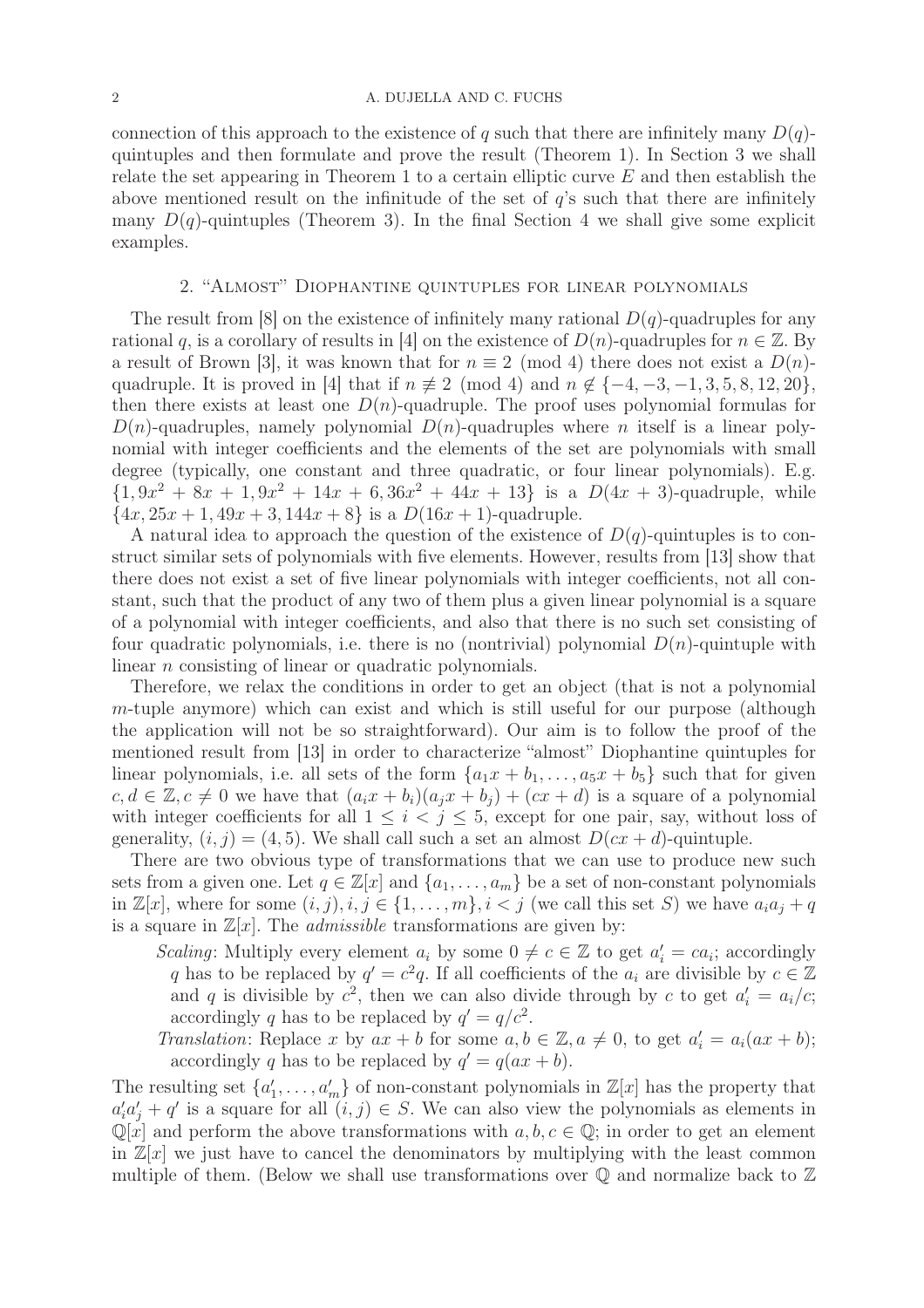connection of this approach to the existence of $q$ such that there are infinitely many $D(q)$-quintuples and then formulate and prove the result (Theorem 1). In Section 3 we shall relate the set appearing in Theorem 1 to a certain elliptic curve $E$ and then establish the above mentioned result on the infinitude of the set of $q$'s such that there are infinitely many $D(q)$-quintuples (Theorem 3). In the final Section 4 we shall give some explicit examples.

## 2. "Almost" Diophantine quintuples for linear polynomials

The result from [8] on the existence of infinitely many rational $D(q)$-quadruples for any rational $q$, is a corollary of results in [4] on the existence of $D(n)$-quadruples for $n \in \mathbb{Z}$. By a result of Brown [3], it was known that for $n \equiv 2 \pmod 4$ there does not exist a $D(n)$-quadruple. It is proved in [4] that if $n \not\equiv 2 \pmod 4$ and $n \notin \{-4, -3, -1, 3, 5, 8, 12, 20\}$, then there exists at least one $D(n)$-quadruple. The proof uses polynomial formulas for $D(n)$-quadruples, namely polynomial $D(n)$-quadruples where $n$ itself is a linear polynomial with integer coefficients and the elements of the set are polynomials with small degree (typically, one constant and three quadratic, or four linear polynomials). E.g. $\{1, 9x^2 + 8x + 1, 9x^2 + 14x + 6, 36x^2 + 44x + 13\}$ is a $D(4x + 3)$-quadruple, while $\{4x, 25x + 1, 49x + 3, 144x + 8\}$ is a $D(16x + 1)$-quadruple.

A natural idea to approach the question of the existence of $D(q)$-quintuples is to construct similar sets of polynomials with five elements. However, results from [13] show that there does not exist a set of five linear polynomials with integer coefficients, not all constant, such that the product of any two of them plus a given linear polynomial is a square of a polynomial with integer coefficients, and also that there is no such set consisting of four quadratic polynomials, i.e. there is no (nontrivial) polynomial $D(n)$-quintuple with linear $n$ consisting of linear or quadratic polynomials.

Therefore, we relax the conditions in order to get an object (that is not a polynomial $m$-tuple anymore) which can exist and which is still useful for our purpose (although the application will not be so straightforward). Our aim is to follow the proof of the mentioned result from [13] in order to characterize "almost" Diophantine quintuples for linear polynomials, i.e. all sets of the form $\{a_1x + b_1, \ldots, a_5x + b_5\}$ such that for given $c, d \in \mathbb{Z}, c \neq 0$ we have that $(a_ix + b_i)(a_jx + b_j) + (cx + d)$ is a square of a polynomial with integer coefficients for all $1 \leq i < j \leq 5$, except for one pair, say, without loss of generality, $(i, j) = (4, 5)$. We shall call such a set an almost $D(cx + d)$-quintuple.

There are two obvious type of transformations that we can use to produce new such sets from a given one. Let $q \in \mathbb{Z}[x]$ and $\{a_1, \ldots, a_m\}$ be a set of non-constant polynomials in $\mathbb{Z}[x]$, where for some $(i, j), i, j \in \{1, \ldots, m\}, i < j$ (we call this set $S$) we have $a_ia_j + q$ is a square in $\mathbb{Z}[x]$. The *admissible* transformations are given by:

*Scaling*: Multiply every element $a_i$ by some $0 \neq c \in \mathbb{Z}$ to get $a_i' = ca_i$; accordingly $q$ has to be replaced by $q' = c^2q$. If all coefficients of the $a_i$ are divisible by $c \in \mathbb{Z}$ and $q$ is divisible by $c^2$, then we can also divide through by $c$ to get $a_i' = a_i/c$; accordingly $q$ has to be replaced by $q' = q/c^2$.

*Translation*: Replace $x$ by $ax + b$ for some $a, b \in \mathbb{Z}, a \neq 0$, to get $a_i' = a_i(ax + b)$; accordingly $q$ has to be replaced by $q' = q(ax + b)$.

The resulting set $\{a_1', \ldots, a_m'\}$ of non-constant polynomials in $\mathbb{Z}[x]$ has the property that $a_i'a_j' + q'$ is a square for all $(i, j) \in S$. We can also view the polynomials as elements in $\mathbb{Q}[x]$ and perform the above transformations with $a, b, c \in \mathbb{Q}$; in order to get an element in $\mathbb{Z}[x]$ we just have to cancel the denominators by multiplying with the least common multiple of them. (Below we shall use transformations over $\mathbb{Q}$ and normalize back to $\mathbb{Z}$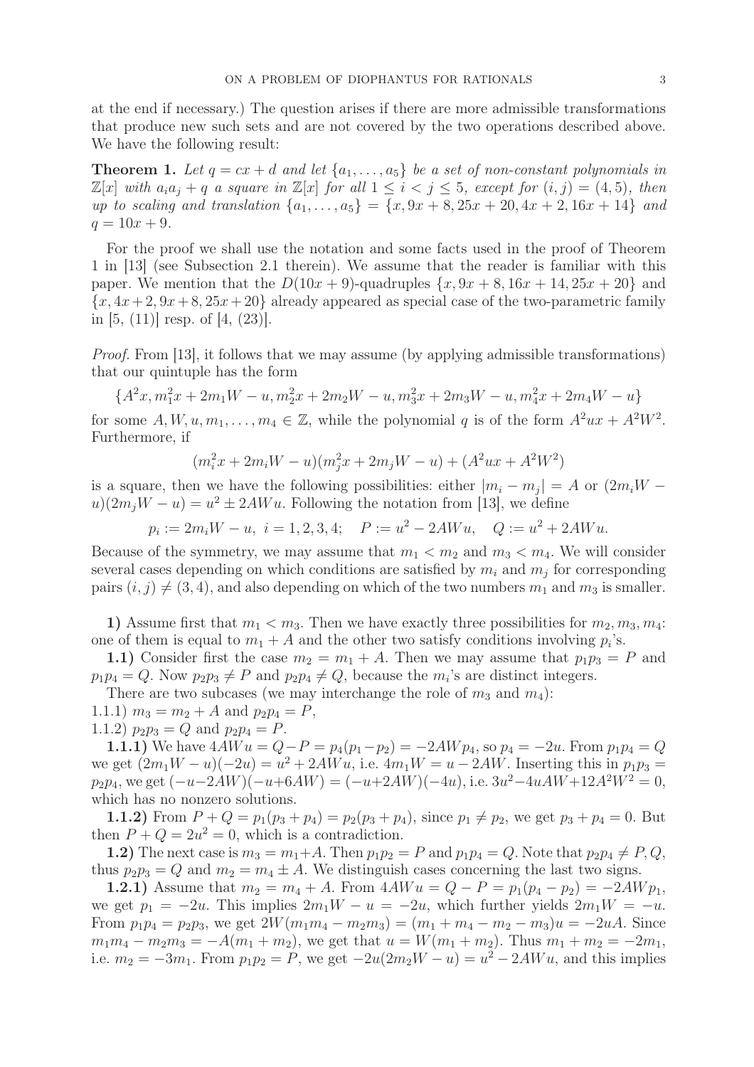at the end if necessary.) The question arises if there are more admissible transformations that produce new such sets and are not covered by the two operations described above. We have the following result:

**Theorem 1.** *Let $q = cx + d$ and let $\{a_1, \dots, a_5\}$ be a set of non-constant polynomials in $\mathbb{Z}[x]$ with $a_i a_j + q$ a square in $\mathbb{Z}[x]$ for all $1 \le i < j \le 5$, except for $(i, j) = (4, 5)$, then up to scaling and translation $\{a_1, \dots, a_5\} = \{x, 9x + 8, 25x + 20, 4x + 2, 16x + 14\}$ and $q = 10x + 9$.*

For the proof we shall use the notation and some facts used in the proof of Theorem 1 in [13] (see Subsection 2.1 therein). We assume that the reader is familiar with this paper. We mention that the $D(10x + 9)$-quadruples $\{x, 9x + 8, 16x + 14, 25x + 20\}$ and $\{x, 4x + 2, 9x + 8, 25x + 20\}$ already appeared as special case of the two-parametric family in [5, (11)] resp. of [4, (23)].

*Proof.* From [13], it follows that we may assume (by applying admissible transformations) that our quintuple has the form

$$\{A^2x, m_1^2x + 2m_1W - u, m_2^2x + 2m_2W - u, m_3^2x + 2m_3W - u, m_4^2x + 2m_4W - u\}$$

for some $A, W, u, m_1, \dots, m_4 \in \mathbb{Z}$, while the polynomial $q$ is of the form $A^2ux + A^2W^2$. Furthermore, if

$$(m_i^2x + 2m_iW - u)(m_j^2x + 2m_jW - u) + (A^2ux + A^2W^2)$$

is a square, then we have the following possibilities: either $|m_i - m_j| = A$ or $(2m_iW - u)(2m_jW - u) = u^2 \pm 2AWu$. Following the notation from [13], we define

$$p_i := 2m_iW - u, \ i = 1, 2, 3, 4; \quad P := u^2 - 2AWu, \quad Q := u^2 + 2AWu.$$

Because of the symmetry, we may assume that $m_1 < m_2$ and $m_3 < m_4$. We will consider several cases depending on which conditions are satisfied by $m_i$ and $m_j$ for corresponding pairs $(i, j) \neq (3, 4)$, and also depending on which of the two numbers $m_1$ and $m_3$ is smaller.

**1)** Assume first that $m_1 < m_3$. Then we have exactly three possibilities for $m_2, m_3, m_4$: one of them is equal to $m_1 + A$ and the other two satisfy conditions involving $p_i$'s.

**1.1)** Consider first the case $m_2 = m_1 + A$. Then we may assume that $p_1p_3 = P$ and $p_1p_4 = Q$. Now $p_2p_3 \neq P$ and $p_2p_4 \neq Q$, because the $m_i$'s are distinct integers.

There are two subcases (we may interchange the role of $m_3$ and $m_4$):

1.1.1) $m_3 = m_2 + A$ and $p_2p_4 = P$,

1.1.2) $p_2p_3 = Q$ and $p_2p_4 = P$.

**1.1.1)** We have $4AWu = Q - P = p_4(p_1 - p_2) = -2AWp_4$, so $p_4 = -2u$. From $p_1p_4 = Q$ we get $(2m_1W - u)(-2u) = u^2 + 2AWu$, i.e. $4m_1W = u - 2AW$. Inserting this in $p_1p_3 = p_2p_4$, we get $(-u - 2AW)(-u + 6AW) = (-u + 2AW)(-4u)$, i.e. $3u^2 - 4uAW + 12A^2W^2 = 0$, which has no nonzero solutions.

**1.1.2)** From $P + Q = p_1(p_3 + p_4) = p_2(p_3 + p_4)$, since $p_1 \neq p_2$, we get $p_3 + p_4 = 0$. But then $P + Q = 2u^2 = 0$, which is a contradiction.

**1.2)** The next case is $m_3 = m_1 + A$. Then $p_1p_2 = P$ and $p_1p_4 = Q$. Note that $p_2p_4 \neq P, Q$, thus $p_2p_3 = Q$ and $m_2 = m_4 \pm A$. We distinguish cases concerning the last two signs.

**1.2.1)** Assume that $m_2 = m_4 + A$. From $4AWu = Q - P = p_1(p_4 - p_2) = -2AWp_1$, we get $p_1 = -2u$. This implies $2m_1W - u = -2u$, which further yields $2m_1W = -u$. From $p_1p_4 = p_2p_3$, we get $2W(m_1m_4 - m_2m_3) = (m_1 + m_4 - m_2 - m_3)u = -2uA$. Since $m_1m_4 - m_2m_3 = -A(m_1 + m_2)$, we get that $u = W(m_1 + m_2)$. Thus $m_1 + m_2 = -2m_1$, i.e. $m_2 = -3m_1$. From $p_1p_2 = P$, we get $-2u(2m_2W - u) = u^2 - 2AWu$, and this implies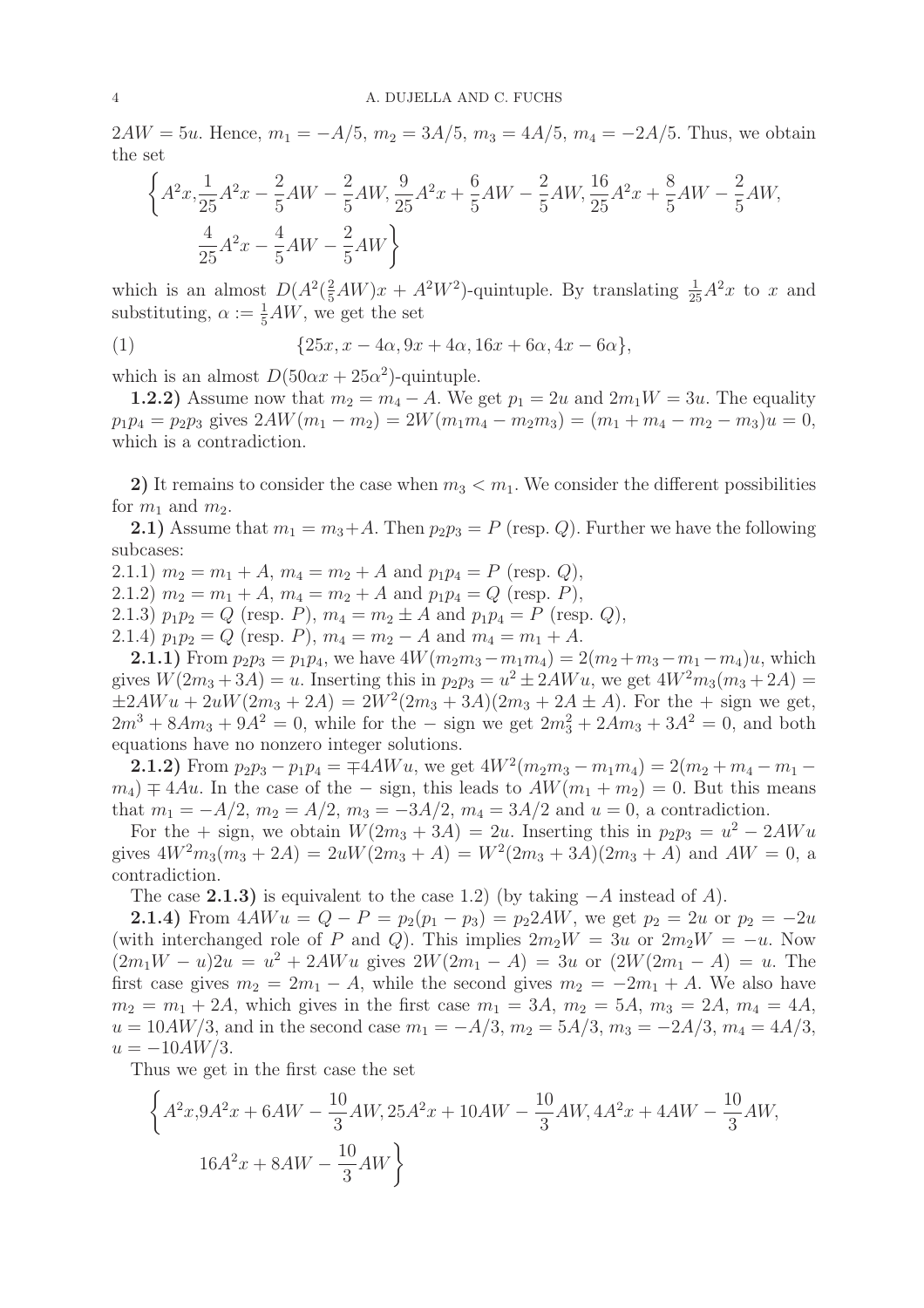$2AW = 5u$. Hence, $m_1 = -A/5$, $m_2 = 3A/5$, $m_3 = 4A/5$, $m_4 = -2A/5$. Thus, we obtain the set

$$\left\{A^2x, \frac{1}{25}A^2x - \frac{2}{5}AW - \frac{2}{5}AW, \frac{9}{25}A^2x + \frac{6}{5}AW - \frac{2}{5}AW, \frac{16}{25}A^2x + \frac{8}{5}AW - \frac{2}{5}AW, \right.$$
$$\left. \frac{4}{25}A^2x - \frac{4}{5}AW - \frac{2}{5}AW\right\}$$

which is an almost $D(A^2(\frac{2}{5}AW)x + A^2W^2)$-quintuple. By translating $\frac{1}{25}A^2x$ to $x$ and substituting, $\alpha := \frac{1}{5}AW$, we get the set

$$\{25x, x - 4\alpha, 9x + 4\alpha, 16x + 6\alpha, 4x - 6\alpha\}, \tag{1}$$

which is an almost $D(50\alpha x + 25\alpha^2)$-quintuple.

**1.2.2)** Assume now that $m_2 = m_4 - A$. We get $p_1 = 2u$ and $2m_1W = 3u$. The equality $p_1p_4 = p_2p_3$ gives $2AW(m_1 - m_2) = 2W(m_1m_4 - m_2m_3) = (m_1 + m_4 - m_2 - m_3)u = 0$, which is a contradiction.

**2)** It remains to consider the case when $m_3 < m_1$. We consider the different possibilities for $m_1$ and $m_2$.

**2.1)** Assume that $m_1 = m_3 + A$. Then $p_2p_3 = P$ (resp. $Q$). Further we have the following subcases:

2.1.1) $m_2 = m_1 + A$, $m_4 = m_2 + A$ and $p_1p_4 = P$ (resp. $Q$),
2.1.2) $m_2 = m_1 + A$, $m_4 = m_2 + A$ and $p_1p_4 = Q$ (resp. $P$),
2.1.3) $p_1p_2 = Q$ (resp. $P$), $m_4 = m_2 \pm A$ and $p_1p_4 = P$ (resp. $Q$),
2.1.4) $p_1p_2 = Q$ (resp. $P$), $m_4 = m_2 - A$ and $m_4 = m_1 + A$.

**2.1.1)** From $p_2p_3 = p_1p_4$, we have $4W(m_2m_3 - m_1m_4) = 2(m_2 + m_3 - m_1 - m_4)u$, which gives $W(2m_3 + 3A) = u$. Inserting this in $p_2p_3 = u^2 \pm 2AWu$, we get $4W^2m_3(m_3 + 2A) = \pm 2AWu + 2uW(2m_3 + 2A) = 2W^2(2m_3 + 3A)(2m_3 + 2A \pm A)$. For the $+$ sign we get, $2m^3 + 8Am_3 + 9A^2 = 0$, while for the $-$ sign we get $2m_3^2 + 2Am_3 + 3A^2 = 0$, and both equations have no nonzero integer solutions.

**2.1.2)** From $p_2p_3 - p_1p_4 = \mp 4AWu$, we get $4W^2(m_2m_3 - m_1m_4) = 2(m_2 + m_4 - m_1 - m_4) \mp 4Au$. In the case of the $-$ sign, this leads to $AW(m_1 + m_2) = 0$. But this means that $m_1 = -A/2$, $m_2 = A/2$, $m_3 = -3A/2$, $m_4 = 3A/2$ and $u = 0$, a contradiction.

For the $+$ sign, we obtain $W(2m_3 + 3A) = 2u$. Inserting this in $p_2p_3 = u^2 - 2AWu$ gives $4W^2m_3(m_3 + 2A) = 2uW(2m_3 + A) = W^2(2m_3 + 3A)(2m_3 + A)$ and $AW = 0$, a contradiction.

The case **2.1.3)** is equivalent to the case 1.2) (by taking $-A$ instead of $A$).

**2.1.4)** From $4AWu = Q - P = p_2(p_1 - p_3) = p_22AW$, we get $p_2 = 2u$ or $p_2 = -2u$ (with interchanged role of $P$ and $Q$). This implies $2m_2W = 3u$ or $2m_2W = -u$. Now $(2m_1W - u)2u = u^2 + 2AWu$ gives $2W(2m_1 - A) = 3u$ or $(2W(2m_1 - A) = u$. The first case gives $m_2 = 2m_1 - A$, while the second gives $m_2 = -2m_1 + A$. We also have $m_2 = m_1 + 2A$, which gives in the first case $m_1 = 3A$, $m_2 = 5A$, $m_3 = 2A$, $m_4 = 4A$, $u = 10AW/3$, and in the second case $m_1 = -A/3$, $m_2 = 5A/3$, $m_3 = -2A/3$, $m_4 = 4A/3$, $u = -10AW/3$.

Thus we get in the first case the set

$$\left\{A^2x, 9A^2x + 6AW - \frac{10}{3}AW, 25A^2x + 10AW - \frac{10}{3}AW, 4A^2x + 4AW - \frac{10}{3}AW, \right.$$
$$\left. 16A^2x + 8AW - \frac{10}{3}AW\right\}$$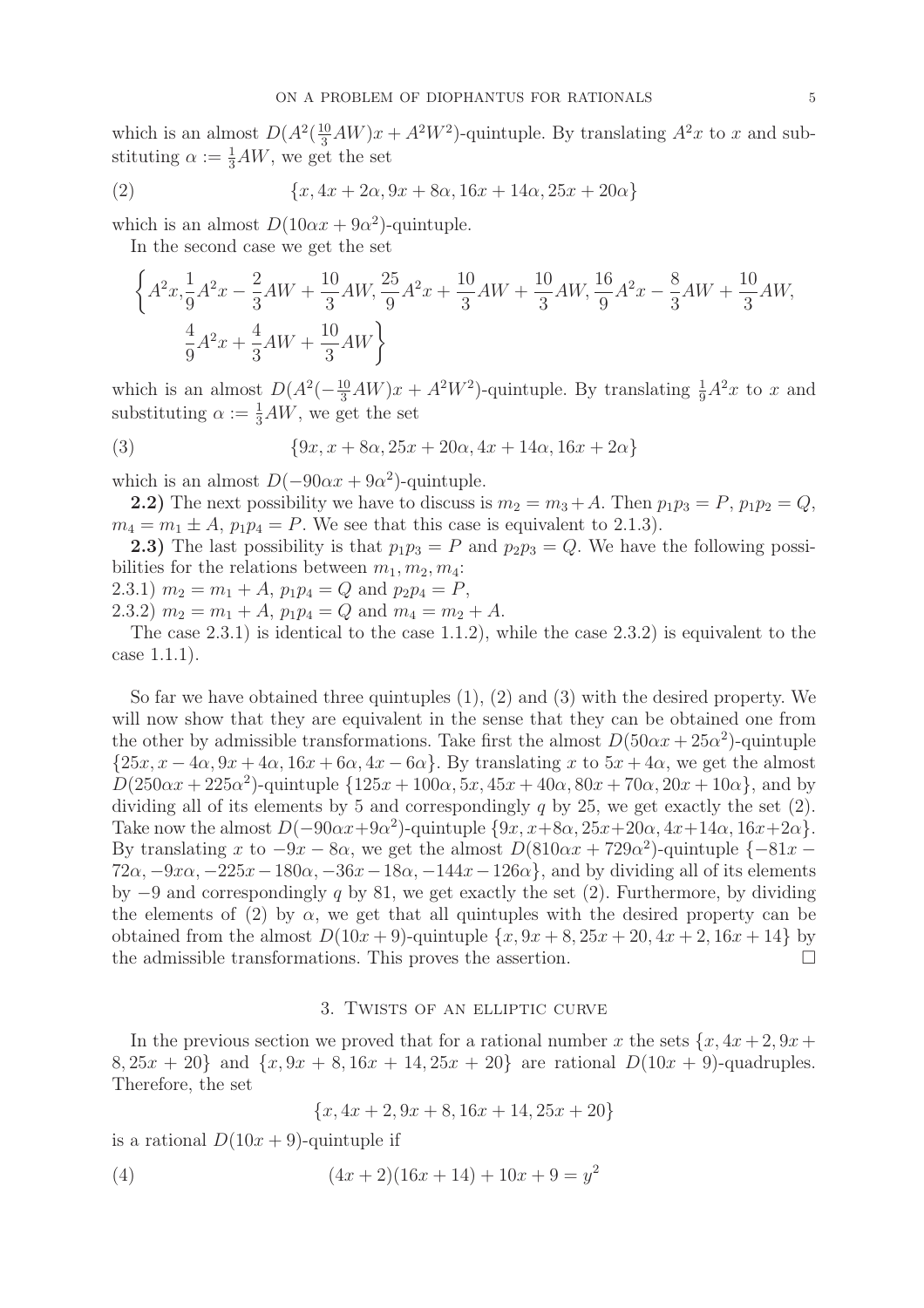which is an almost $D(A^2(\frac{10}{3}AW)x + A^2W^2)$-quintuple. By translating $A^2x$ to $x$ and substituting $\alpha := \frac{1}{3}AW$, we get the set

$$\{x, 4x+2\alpha, 9x+8\alpha, 16x+14\alpha, 25x+20\alpha\} \tag{2}$$

which is an almost $D(10\alpha x + 9\alpha^2)$-quintuple.

In the second case we get the set

$$\left\{A^2x, \frac{1}{9}A^2x - \frac{2}{3}AW + \frac{10}{3}AW, \frac{25}{9}A^2x + \frac{10}{3}AW + \frac{10}{3}AW, \frac{16}{9}A^2x - \frac{8}{3}AW + \frac{10}{3}AW, \right.$$
$$\left. \frac{4}{9}A^2x + \frac{4}{3}AW + \frac{10}{3}AW\right\}$$

which is an almost $D(A^2(-\frac{10}{3}AW)x + A^2W^2)$-quintuple. By translating $\frac{1}{9}A^2x$ to $x$ and substituting $\alpha := \frac{1}{3}AW$, we get the set

$$\{9x, x+8\alpha, 25x+20\alpha, 4x+14\alpha, 16x+2\alpha\} \tag{3}$$

which is an almost $D(-90\alpha x + 9\alpha^2)$-quintuple.

**2.2)** The next possibility we have to discuss is $m_2 = m_3 + A$. Then $p_1p_3 = P$, $p_1p_2 = Q$, $m_4 = m_1 \pm A$, $p_1p_4 = P$. We see that this case is equivalent to 2.1.3).

**2.3)** The last possibility is that $p_1p_3 = P$ and $p_2p_3 = Q$. We have the following possibilities for the relations between $m_1, m_2, m_4$:

2.3.1) $m_2 = m_1 + A$, $p_1p_4 = Q$ and $p_2p_4 = P$,

2.3.2) $m_2 = m_1 + A$, $p_1p_4 = Q$ and $m_4 = m_2 + A$.

The case 2.3.1) is identical to the case 1.1.2), while the case 2.3.2) is equivalent to the case 1.1.1).

So far we have obtained three quintuples (1), (2) and (3) with the desired property. We will now show that they are equivalent in the sense that they can be obtained one from the other by admissible transformations. Take first the almost $D(50\alpha x + 25\alpha^2)$-quintuple $\{25x, x-4\alpha, 9x+4\alpha, 16x+6\alpha, 4x-6\alpha\}$. By translating $x$ to $5x+4\alpha$, we get the almost $D(250\alpha x + 225\alpha^2)$-quintuple $\{125x+100\alpha, 5x, 45x+40\alpha, 80x+70\alpha, 20x+10\alpha\}$, and by dividing all of its elements by 5 and correspondingly $q$ by 25, we get exactly the set (2). Take now the almost $D(-90\alpha x + 9\alpha^2)$-quintuple $\{9x, x+8\alpha, 25x+20\alpha, 4x+14\alpha, 16x+2\alpha\}$. By translating $x$ to $-9x-8\alpha$, we get the almost $D(810\alpha x + 729\alpha^2)$-quintuple $\{-81x-72\alpha, -9x\alpha, -225x-180\alpha, -36x-18\alpha, -144x-126\alpha\}$, and by dividing all of its elements by $-9$ and correspondingly $q$ by 81, we get exactly the set (2). Furthermore, by dividing the elements of (2) by $\alpha$, we get that all quintuples with the desired property can be obtained from the almost $D(10x+9)$-quintuple $\{x, 9x+8, 25x+20, 4x+2, 16x+14\}$ by the admissible transformations. This proves the assertion. $\square$

## 3. Twists of an elliptic curve

In the previous section we proved that for a rational number $x$ the sets $\{x, 4x+2, 9x+8, 25x+20\}$ and $\{x, 9x+8, 16x+14, 25x+20\}$ are rational $D(10x+9)$-quadruples. Therefore, the set

$$\{x, 4x+2, 9x+8, 16x+14, 25x+20\}$$

is a rational $D(10x+9)$-quintuple if

$$(4x+2)(16x+14) + 10x + 9 = y^2 \tag{4}$$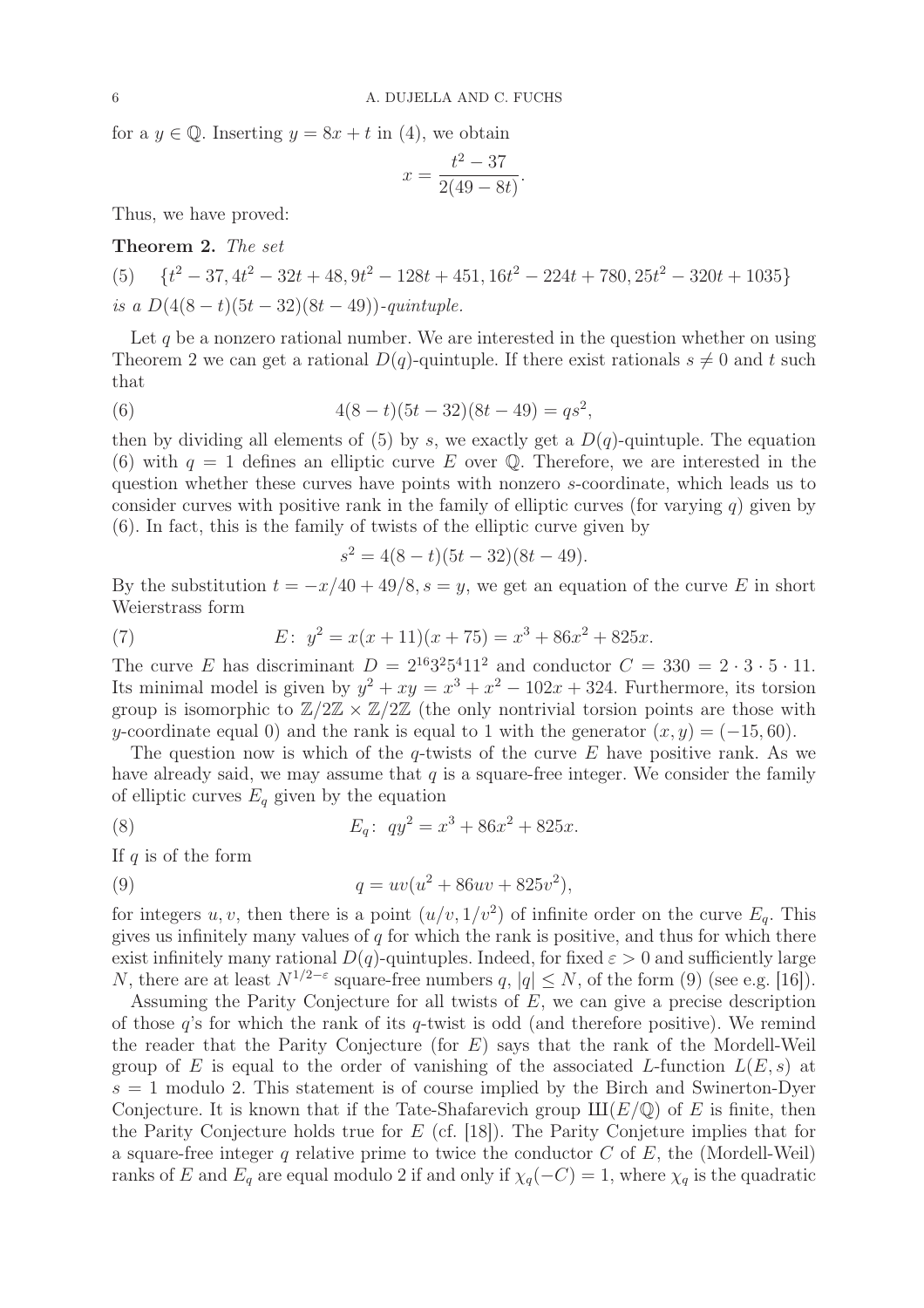for a $y \in \mathbb{Q}$. Inserting $y = 8x + t$ in (4), we obtain

$$x = \frac{t^2 - 37}{2(49 - 8t)}.$$

Thus, we have proved:

**Theorem 2.** *The set*

$$\{t^2 - 37, 4t^2 - 32t + 48, 9t^2 - 128t + 451, 16t^2 - 224t + 780, 25t^2 - 320t + 1035\} \tag{5}$$

*is a $D(4(8-t)(5t-32)(8t-49))$-quintuple.*

Let $q$ be a nonzero rational number. We are interested in the question whether on using Theorem 2 we can get a rational $D(q)$-quintuple. If there exist rationals $s \neq 0$ and $t$ such that

$$4(8-t)(5t-32)(8t-49) = qs^2, \tag{6}$$

then by dividing all elements of (5) by $s$, we exactly get a $D(q)$-quintuple. The equation (6) with $q = 1$ defines an elliptic curve $E$ over $\mathbb{Q}$. Therefore, we are interested in the question whether these curves have points with nonzero $s$-coordinate, which leads us to consider curves with positive rank in the family of elliptic curves (for varying $q$) given by (6). In fact, this is the family of twists of the elliptic curve given by

$$s^2 = 4(8-t)(5t-32)(8t-49).$$

By the substitution $t = -x/40 + 49/8, s = y$, we get an equation of the curve $E$ in short Weierstrass form

$$E\colon\; y^2 = x(x+11)(x+75) = x^3 + 86x^2 + 825x. \tag{7}$$

The curve $E$ has discriminant $D = 2^{16}3^2 5^4 11^2$ and conductor $C = 330 = 2 \cdot 3 \cdot 5 \cdot 11$. Its minimal model is given by $y^2 + xy = x^3 + x^2 - 102x + 324$. Furthermore, its torsion group is isomorphic to $\mathbb{Z}/2\mathbb{Z} \times \mathbb{Z}/2\mathbb{Z}$ (the only nontrivial torsion points are those with $y$-coordinate equal 0) and the rank is equal to 1 with the generator $(x, y) = (-15, 60)$.

The question now is which of the $q$-twists of the curve $E$ have positive rank. As we have already said, we may assume that $q$ is a square-free integer. We consider the family of elliptic curves $E_q$ given by the equation

$$E_q\colon\; qy^2 = x^3 + 86x^2 + 825x. \tag{8}$$

If $q$ is of the form

$$q = uv(u^2 + 86uv + 825v^2), \tag{9}$$

for integers $u, v$, then there is a point $(u/v, 1/v^2)$ of infinite order on the curve $E_q$. This gives us infinitely many values of $q$ for which the rank is positive, and thus for which there exist infinitely many rational $D(q)$-quintuples. Indeed, for fixed $\varepsilon > 0$ and sufficiently large $N$, there are at least $N^{1/2-\varepsilon}$ square-free numbers $q$, $|q| \leq N$, of the form (9) (see e.g. [16]).

Assuming the Parity Conjecture for all twists of $E$, we can give a precise description of those $q$'s for which the rank of its $q$-twist is odd (and therefore positive). We remind the reader that the Parity Conjecture (for $E$) says that the rank of the Mordell-Weil group of $E$ is equal to the order of vanishing of the associated $L$-function $L(E, s)$ at $s = 1$ modulo 2. This statement is of course implied by the Birch and Swinerton-Dyer Conjecture. It is known that if the Tate-Shafarevich group $Ш(E/\mathbb{Q})$ of $E$ is finite, then the Parity Conjecture holds true for $E$ (cf. [18]). The Parity Conjeture implies that for a square-free integer $q$ relative prime to twice the conductor $C$ of $E$, the (Mordell-Weil) ranks of $E$ and $E_q$ are equal modulo 2 if and only if $\chi_q(-C) = 1$, where $\chi_q$ is the quadratic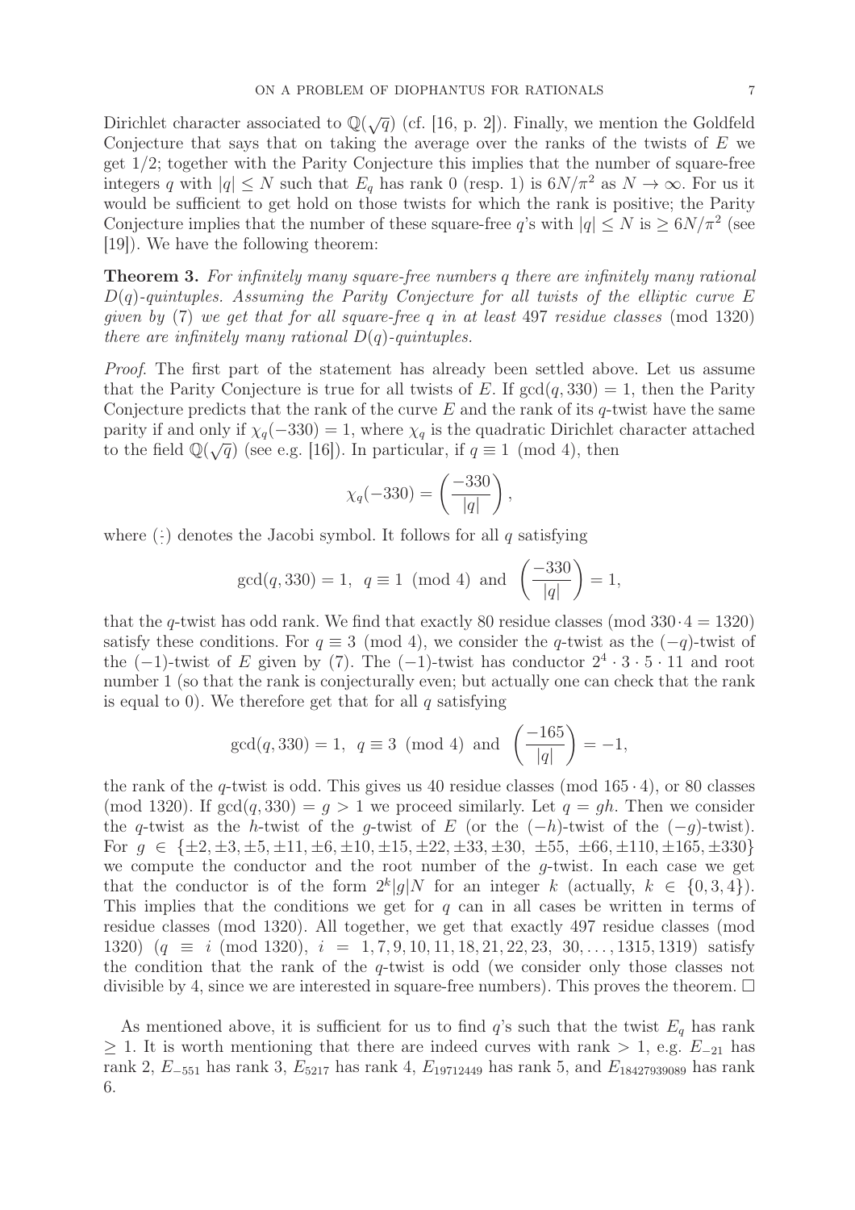Dirichlet character associated to $\mathbb{Q}(\sqrt{q})$ (cf. [16, p. 2]). Finally, we mention the Goldfeld Conjecture that says that on taking the average over the ranks of the twists of $E$ we get $1/2$; together with the Parity Conjecture this implies that the number of square-free integers $q$ with $|q| \leq N$ such that $E_q$ has rank 0 (resp. 1) is $6N/\pi^2$ as $N \to \infty$. For us it would be sufficient to get hold on those twists for which the rank is positive; the Parity Conjecture implies that the number of these square-free $q$'s with $|q| \leq N$ is $\geq 6N/\pi^2$ (see [19]). We have the following theorem:

**Theorem 3.** *For infinitely many square-free numbers $q$ there are infinitely many rational $D(q)$-quintuples. Assuming the Parity Conjecture for all twists of the elliptic curve $E$ given by* (7) *we get that for all square-free $q$ in at least* 497 *residue classes* (mod 1320) *there are infinitely many rational $D(q)$-quintuples.*

*Proof.* The first part of the statement has already been settled above. Let us assume that the Parity Conjecture is true for all twists of $E$. If $\gcd(q, 330) = 1$, then the Parity Conjecture predicts that the rank of the curve $E$ and the rank of its $q$-twist have the same parity if and only if $\chi_q(-330) = 1$, where $\chi_q$ is the quadratic Dirichlet character attached to the field $\mathbb{Q}(\sqrt{q})$ (see e.g. [16]). In particular, if $q \equiv 1 \pmod 4$, then

$$\chi_q(-330) = \left(\frac{-330}{|q|}\right),$$

where $(\dot{\cdot})$ denotes the Jacobi symbol. It follows for all $q$ satisfying

$$\gcd(q, 330) = 1, \;\; q \equiv 1 \pmod 4 \;\text{ and }\; \left(\frac{-330}{|q|}\right) = 1,$$

that the $q$-twist has odd rank. We find that exactly 80 residue classes (mod $330 \cdot 4 = 1320$) satisfy these conditions. For $q \equiv 3 \pmod 4$, we consider the $q$-twist as the $(-q)$-twist of the $(-1)$-twist of $E$ given by (7). The $(-1)$-twist has conductor $2^4 \cdot 3 \cdot 5 \cdot 11$ and root number 1 (so that the rank is conjecturally even; but actually one can check that the rank is equal to 0). We therefore get that for all $q$ satisfying

$$\gcd(q, 330) = 1, \;\; q \equiv 3 \pmod 4 \;\text{ and }\; \left(\frac{-165}{|q|}\right) = -1,$$

the rank of the $q$-twist is odd. This gives us 40 residue classes (mod $165 \cdot 4$), or 80 classes (mod 1320). If $\gcd(q, 330) = g > 1$ we proceed similarly. Let $q = gh$. Then we consider the $q$-twist as the $h$-twist of the $g$-twist of $E$ (or the $(-h)$-twist of the $(-g)$-twist). For $g \in \{\pm 2, \pm 3, \pm 5, \pm 11, \pm 6, \pm 10, \pm 15, \pm 22, \pm 33, \pm 30, \pm 55, \pm 66, \pm 110, \pm 165, \pm 330\}$ we compute the conductor and the root number of the $g$-twist. In each case we get that the conductor is of the form $2^k|g|N$ for an integer $k$ (actually, $k \in \{0, 3, 4\}$). This implies that the conditions we get for $q$ can in all cases be written in terms of residue classes (mod 1320). All together, we get that exactly 497 residue classes (mod 1320) ($q \equiv i \pmod{1320}$, $i = 1, 7, 9, 10, 11, 18, 21, 22, 23, 30, \ldots, 1315, 1319$) satisfy the condition that the rank of the $q$-twist is odd (we consider only those classes not divisible by 4, since we are interested in square-free numbers). This proves the theorem. $\square$

As mentioned above, it is sufficient for us to find $q$'s such that the twist $E_q$ has rank $\geq 1$. It is worth mentioning that there are indeed curves with rank $> 1$, e.g. $E_{-21}$ has rank 2, $E_{-551}$ has rank 3, $E_{5217}$ has rank 4, $E_{19712449}$ has rank 5, and $E_{18427939089}$ has rank 6.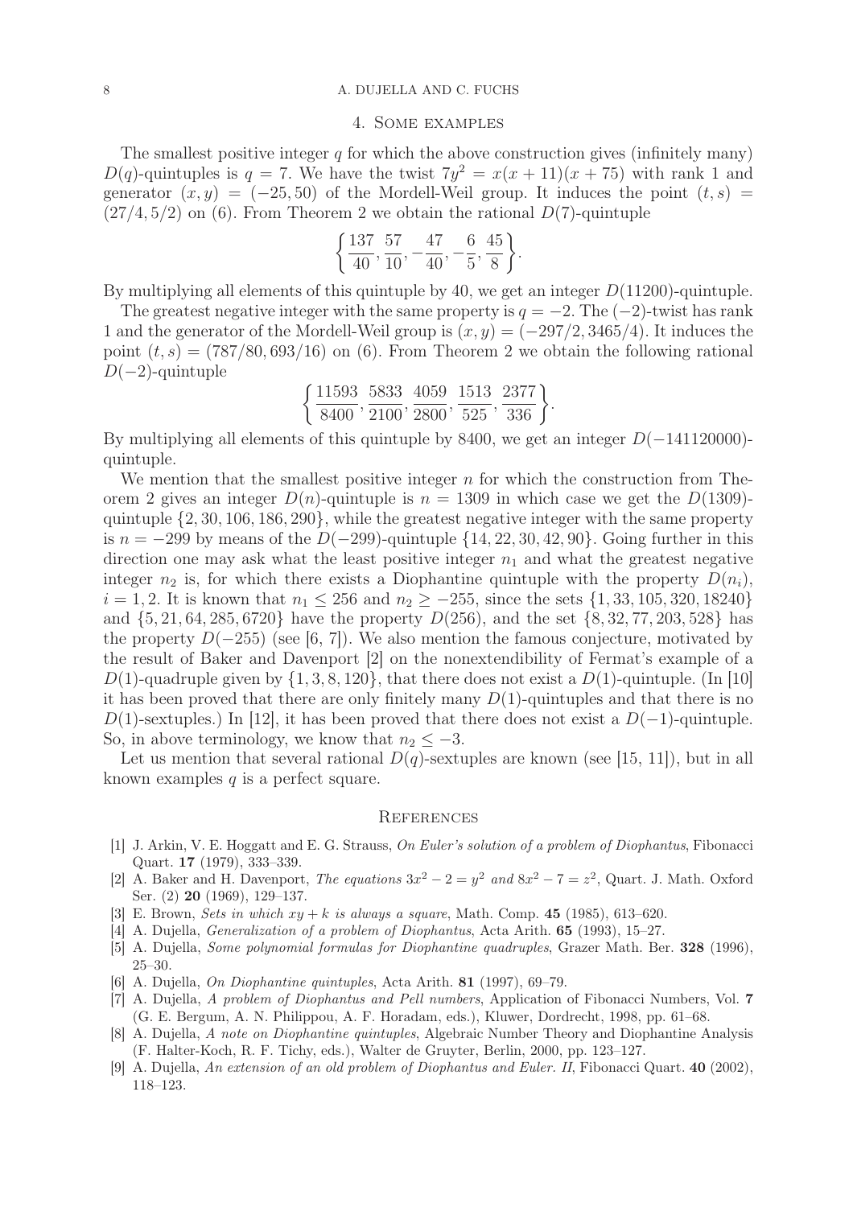## 4. Some examples

The smallest positive integer $q$ for which the above construction gives (infinitely many) $D(q)$-quintuples is $q = 7$. We have the twist $7y^2 = x(x + 11)(x + 75)$ with rank 1 and generator $(x, y) = (-25, 50)$ of the Mordell-Weil group. It induces the point $(t, s) = (27/4, 5/2)$ on (6). From Theorem 2 we obtain the rational $D(7)$-quintuple

$$\left\{ \frac{137}{40}, \frac{57}{10}, -\frac{47}{40}, -\frac{6}{5}, \frac{45}{8} \right\}.$$

By multiplying all elements of this quintuple by 40, we get an integer $D(11200)$-quintuple.

The greatest negative integer with the same property is $q = -2$. The $(-2)$-twist has rank 1 and the generator of the Mordell-Weil group is $(x, y) = (-297/2, 3465/4)$. It induces the point $(t, s) = (787/80, 693/16)$ on (6). From Theorem 2 we obtain the following rational $D(-2)$-quintuple

$$\left\{ \frac{11593}{8400}, \frac{5833}{2100}, \frac{4059}{2800}, \frac{1513}{525}, \frac{2377}{336} \right\}.$$

By multiplying all elements of this quintuple by 8400, we get an integer $D(-141120000)$-quintuple.

We mention that the smallest positive integer $n$ for which the construction from Theorem 2 gives an integer $D(n)$-quintuple is $n = 1309$ in which case we get the $D(1309)$-quintuple $\{2, 30, 106, 186, 290\}$, while the greatest negative integer with the same property is $n = -299$ by means of the $D(-299)$-quintuple $\{14, 22, 30, 42, 90\}$. Going further in this direction one may ask what the least positive integer $n_1$ and what the greatest negative integer $n_2$ is, for which there exists a Diophantine quintuple with the property $D(n_i)$, $i = 1, 2$. It is known that $n_1 \leq 256$ and $n_2 \geq -255$, since the sets $\{1, 33, 105, 320, 18240\}$ and $\{5, 21, 64, 285, 6720\}$ have the property $D(256)$, and the set $\{8, 32, 77, 203, 528\}$ has the property $D(-255)$ (see [6, 7]). We also mention the famous conjecture, motivated by the result of Baker and Davenport [2] on the nonextendibility of Fermat's example of a $D(1)$-quadruple given by $\{1, 3, 8, 120\}$, that there does not exist a $D(1)$-quintuple. (In [10] it has been proved that there are only finitely many $D(1)$-quintuples and that there is no $D(1)$-sextuples.) In [12], it has been proved that there does not exist a $D(-1)$-quintuple. So, in above terminology, we know that $n_2 \leq -3$.

Let us mention that several rational $D(q)$-sextuples are known (see [15, 11]), but in all known examples $q$ is a perfect square.

## References

[1] J. Arkin, V. E. Hoggatt and E. G. Strauss, *On Euler's solution of a problem of Diophantus*, Fibonacci Quart. **17** (1979), 333–339.

[2] A. Baker and H. Davenport, *The equations $3x^2 - 2 = y^2$ and $8x^2 - 7 = z^2$*, Quart. J. Math. Oxford Ser. (2) **20** (1969), 129–137.

[3] E. Brown, *Sets in which $xy + k$ is always a square*, Math. Comp. **45** (1985), 613–620.

[4] A. Dujella, *Generalization of a problem of Diophantus*, Acta Arith. **65** (1993), 15–27.

[5] A. Dujella, *Some polynomial formulas for Diophantine quadruples*, Grazer Math. Ber. **328** (1996), 25–30.

[6] A. Dujella, *On Diophantine quintuples*, Acta Arith. **81** (1997), 69–79.

[7] A. Dujella, *A problem of Diophantus and Pell numbers*, Application of Fibonacci Numbers, Vol. **7** (G. E. Bergum, A. N. Philippou, A. F. Horadam, eds.), Kluwer, Dordrecht, 1998, pp. 61–68.

[8] A. Dujella, *A note on Diophantine quintuples*, Algebraic Number Theory and Diophantine Analysis (F. Halter-Koch, R. F. Tichy, eds.), Walter de Gruyter, Berlin, 2000, pp. 123–127.

[9] A. Dujella, *An extension of an old problem of Diophantus and Euler. II*, Fibonacci Quart. **40** (2002), 118–123.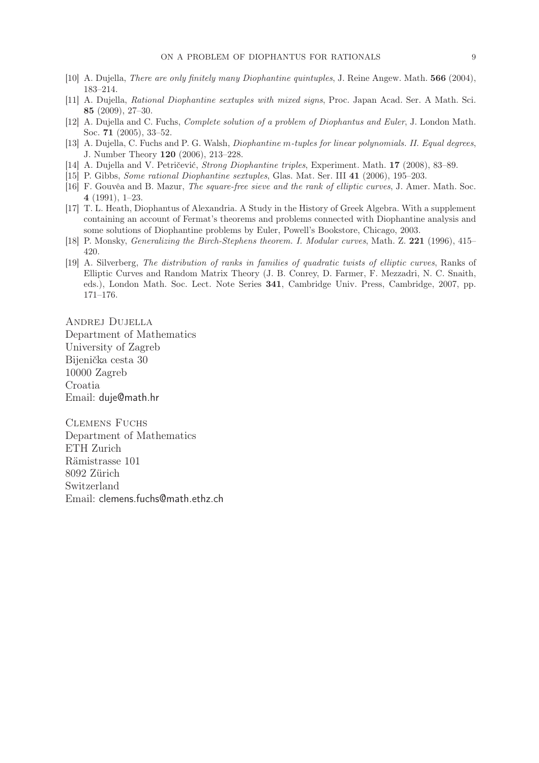[10] A. Dujella, *There are only finitely many Diophantine quintuples*, J. Reine Angew. Math. **566** (2004), 183–214.

[11] A. Dujella, *Rational Diophantine sextuples with mixed signs*, Proc. Japan Acad. Ser. A Math. Sci. **85** (2009), 27–30.

[12] A. Dujella and C. Fuchs, *Complete solution of a problem of Diophantus and Euler*, J. London Math. Soc. **71** (2005), 33–52.

[13] A. Dujella, C. Fuchs and P. G. Walsh, *Diophantine $m$-tuples for linear polynomials. II. Equal degrees*, J. Number Theory **120** (2006), 213–228.

[14] A. Dujella and V. Petričević, *Strong Diophantine triples*, Experiment. Math. **17** (2008), 83–89.

[15] P. Gibbs, *Some rational Diophantine sextuples*, Glas. Mat. Ser. III **41** (2006), 195–203.

[16] F. Gouvêa and B. Mazur, *The square-free sieve and the rank of elliptic curves*, J. Amer. Math. Soc. **4** (1991), 1–23.

[17] T. L. Heath, Diophantus of Alexandria. A Study in the History of Greek Algebra. With a supplement containing an account of Fermat's theorems and problems connected with Diophantine analysis and some solutions of Diophantine problems by Euler, Powell's Bookstore, Chicago, 2003.

[18] P. Monsky, *Generalizing the Birch-Stephens theorem. I. Modular curves*, Math. Z. **221** (1996), 415–420.

[19] A. Silverberg, *The distribution of ranks in families of quadratic twists of elliptic curves*, Ranks of Elliptic Curves and Random Matrix Theory (J. B. Conrey, D. Farmer, F. Mezzadri, N. C. Snaith, eds.), London Math. Soc. Lect. Note Series **341**, Cambridge Univ. Press, Cambridge, 2007, pp. 171–176.

Andrej Dujella
Department of Mathematics
University of Zagreb
Bijenička cesta 30
10000 Zagreb
Croatia
Email: duje@math.hr

Clemens Fuchs
Department of Mathematics
ETH Zurich
Rämistrasse 101
8092 Zürich
Switzerland
Email: clemens.fuchs@math.ethz.ch